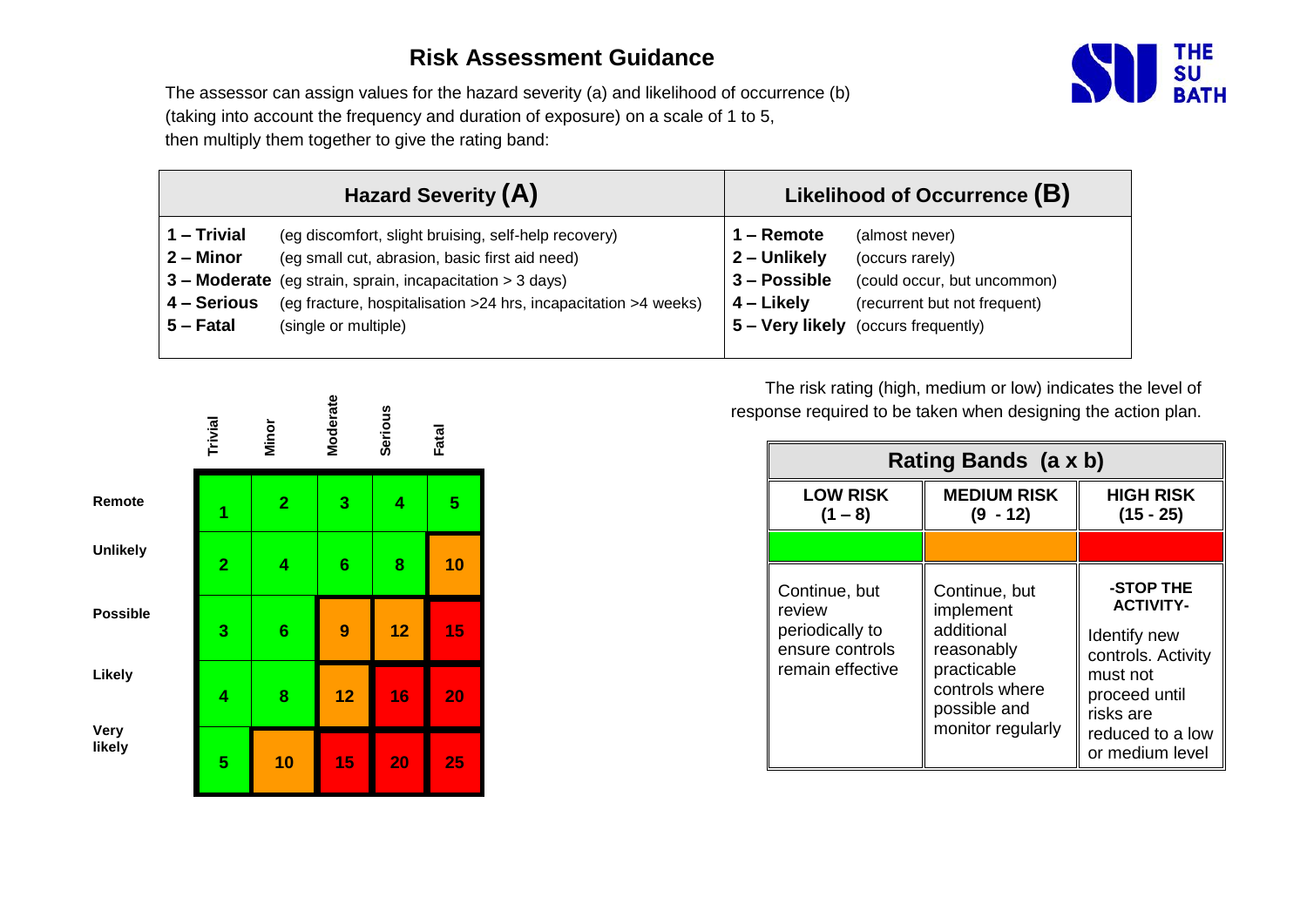# Risk Assessment Guidance

The assessor can assign values for the hazard severity (a) and likelihood of occurrence (b) (taking into account the frequency and duration of exposure) on a scale of 1 to 5, then multiply them together to give the rating band:

| Hazard Severity **(A)** | | Likelihood of Occurrence **(B)** | |
|---|---|---|---|
| **1 – Trivial** | (eg discomfort, slight bruising, self-help recovery) | **1 – Remote** | (almost never) |
| **2 – Minor** | (eg small cut, abrasion, basic first aid need) | **2 – Unlikely** | (occurs rarely) |
| **3 – Moderate** | (eg strain, sprain, incapacitation > 3 days) | **3 – Possible** | (could occur, but uncommon) |
| **4 – Serious** | (eg fracture, hospitalisation >24 hrs, incapacitation >4 weeks) | **4 – Likely** | (recurrent but not frequent) |
| **5 – Fatal** | (single or multiple) | **5 – Very likely** | (occurs frequently) |

| | **Trivial** | **Minor** | **Moderate** | **Serious** | **Fatal** |
|---|---|---|---|---|---|
| **Remote** | 1 | 2 | 3 | 4 | 5 |
| **Unlikely** | 2 | 4 | 6 | 8 | 10 |
| **Possible** | 3 | 6 | 9 | 12 | 15 |
| **Likely** | 4 | 8 | 12 | 16 | 20 |
| **Very likely** | 5 | 10 | 15 | 20 | 25 |

The risk rating (high, medium or low) indicates the level of response required to be taken when designing the action plan.

| Rating Bands (a x b) | | |
|---|---|---|
| **LOW RISK (1 – 8)** | **MEDIUM RISK (9 - 12)** | **HIGH RISK (15 - 25)** |
| Continue, but review periodically to ensure controls remain effective | Continue, but implement additional reasonably practicable controls where possible and monitor regularly | **-STOP THE ACTIVITY-** Identify new controls. Activity must not proceed until risks are reduced to a low or medium level |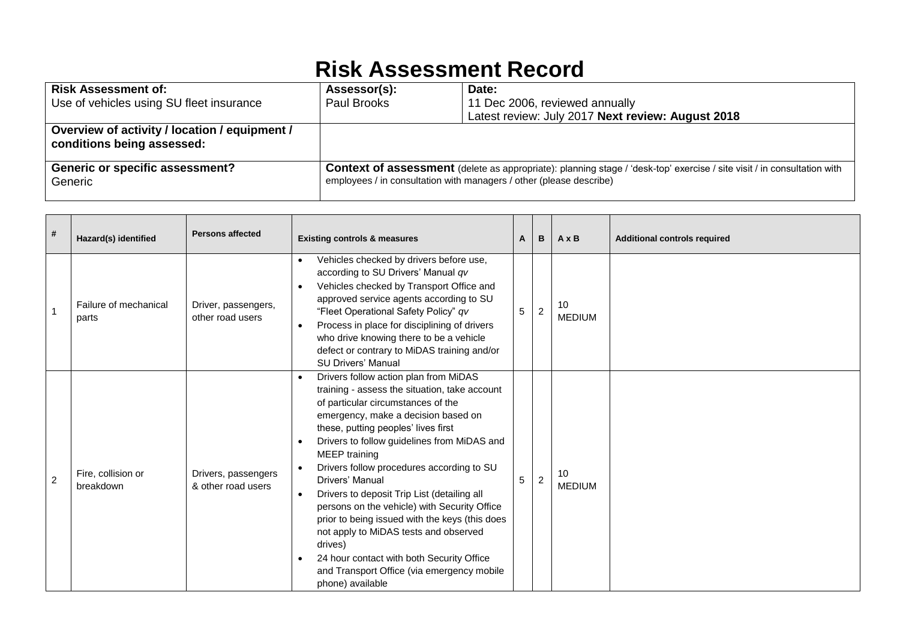# Risk Assessment Record

| **Risk Assessment of:** Use of vehicles using SU fleet insurance | **Assessor(s):** Paul Brooks | **Date:** 11 Dec 2006, reviewed annually Latest review: July 2017 **Next review: August 2018** |
|---|---|---|
| **Overview of activity / location / equipment / conditions being assessed:** | | |
| **Generic or specific assessment?** Generic | **Context of assessment** (delete as appropriate): planning stage / 'desk-top' exercise / site visit / in consultation with employees / in consultation with managers / other (please describe) | |

| # | Hazard(s) identified | Persons affected | Existing controls & measures | A | B | A x B | Additional controls required |
|---|---|---|---|---|---|---|---|
| 1 | Failure of mechanical parts | Driver, passengers, other road users | • Vehicles checked by drivers before use, according to SU Drivers' Manual *qv*<br>• Vehicles checked by Transport Office and approved service agents according to SU "Fleet Operational Safety Policy" *qv*<br>• Process in place for disciplining of drivers who drive knowing there to be a vehicle defect or contrary to MiDAS training and/or SU Drivers' Manual | 5 | 2 | 10 MEDIUM | |
| 2 | Fire, collision or breakdown | Drivers, passengers & other road users | • Drivers follow action plan from MiDAS training - assess the situation, take account of particular circumstances of the emergency, make a decision based on these, putting peoples' lives first<br>• Drivers to follow guidelines from MiDAS and MEEP training<br>• Drivers follow procedures according to SU Drivers' Manual<br>• Drivers to deposit Trip List (detailing all persons on the vehicle) with Security Office prior to being issued with the keys (this does not apply to MiDAS tests and observed drives)<br>• 24 hour contact with both Security Office and Transport Office (via emergency mobile phone) available | 5 | 2 | 10 MEDIUM | |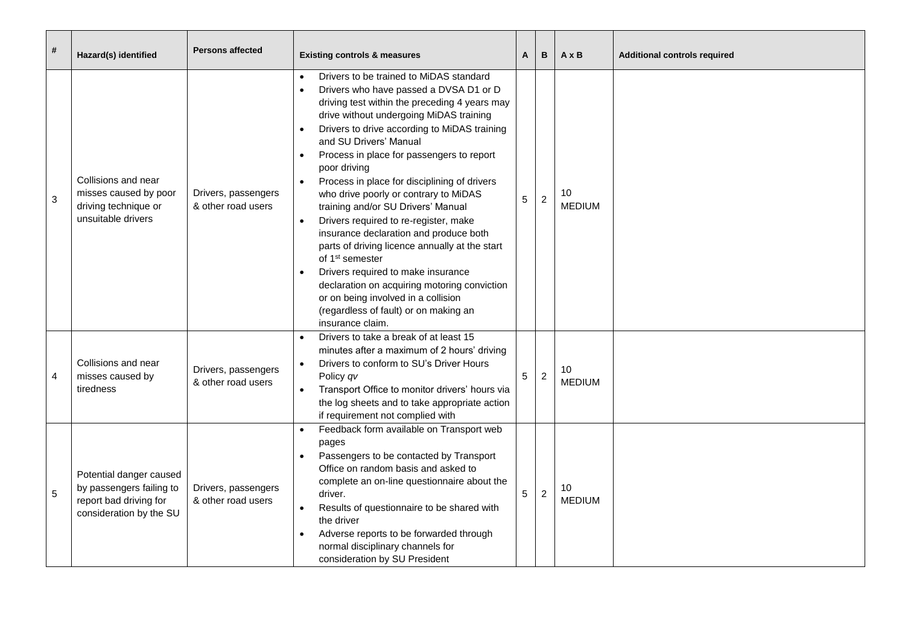| # | Hazard(s) identified | Persons affected | Existing controls & measures | A | B | A x B | Additional controls required |
|---|---|---|---|---|---|---|---|
| 3 | Collisions and near misses caused by poor driving technique or unsuitable drivers | Drivers, passengers & other road users | • Drivers to be trained to MiDAS standard<br>• Drivers who have passed a DVSA D1 or D driving test within the preceding 4 years may drive without undergoing MiDAS training<br>• Drivers to drive according to MiDAS training and SU Drivers' Manual<br>• Process in place for passengers to report poor driving<br>• Process in place for disciplining of drivers who drive poorly or contrary to MiDAS training and/or SU Drivers' Manual<br>• Drivers required to re-register, make insurance declaration and produce both parts of driving licence annually at the start of 1st semester<br>• Drivers required to make insurance declaration on acquiring motoring conviction or on being involved in a collision (regardless of fault) or on making an insurance claim. | 5 | 2 | 10 MEDIUM | |
| 4 | Collisions and near misses caused by tiredness | Drivers, passengers & other road users | • Drivers to take a break of at least 15 minutes after a maximum of 2 hours' driving<br>• Drivers to conform to SU's Driver Hours Policy *qv*<br>• Transport Office to monitor drivers' hours via the log sheets and to take appropriate action if requirement not complied with | 5 | 2 | 10 MEDIUM | |
| 5 | Potential danger caused by passengers failing to report bad driving for consideration by the SU | Drivers, passengers & other road users | • Feedback form available on Transport web pages<br>• Passengers to be contacted by Transport Office on random basis and asked to complete an on-line questionnaire about the driver.<br>• Results of questionnaire to be shared with the driver<br>• Adverse reports to be forwarded through normal disciplinary channels for consideration by SU President | 5 | 2 | 10 MEDIUM | |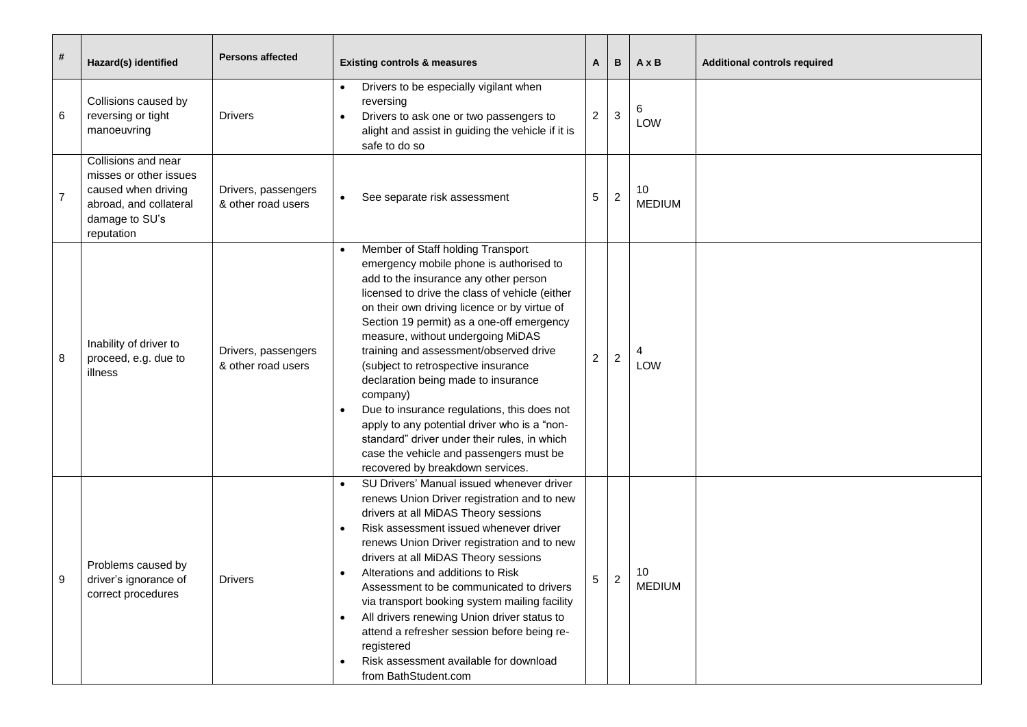| # | Hazard(s) identified | Persons affected | Existing controls & measures | A | B | A x B | Additional controls required |
|---|---|---|---|---|---|---|---|
| 6 | Collisions caused by reversing or tight manoeuvring | Drivers | • Drivers to be especially vigilant when reversing<br>• Drivers to ask one or two passengers to alight and assist in guiding the vehicle if it is safe to do so | 2 | 3 | 6 LOW | |
| 7 | Collisions and near misses or other issues caused when driving abroad, and collateral damage to SU's reputation | Drivers, passengers & other road users | • See separate risk assessment | 5 | 2 | 10 MEDIUM | |
| 8 | Inability of driver to proceed, e.g. due to illness | Drivers, passengers & other road users | • Member of Staff holding Transport emergency mobile phone is authorised to add to the insurance any other person licensed to drive the class of vehicle (either on their own driving licence or by virtue of Section 19 permit) as a one-off emergency measure, without undergoing MiDAS training and assessment/observed drive (subject to retrospective insurance declaration being made to insurance company)<br>• Due to insurance regulations, this does not apply to any potential driver who is a "non-standard" driver under their rules, in which case the vehicle and passengers must be recovered by breakdown services. | 2 | 2 | 4 LOW | |
| 9 | Problems caused by driver's ignorance of correct procedures | Drivers | • SU Drivers' Manual issued whenever driver renews Union Driver registration and to new drivers at all MiDAS Theory sessions<br>• Risk assessment issued whenever driver renews Union Driver registration and to new drivers at all MiDAS Theory sessions<br>• Alterations and additions to Risk Assessment to be communicated to drivers via transport booking system mailing facility<br>• All drivers renewing Union driver status to attend a refresher session before being re-registered<br>• Risk assessment available for download from BathStudent.com | 5 | 2 | 10 MEDIUM | |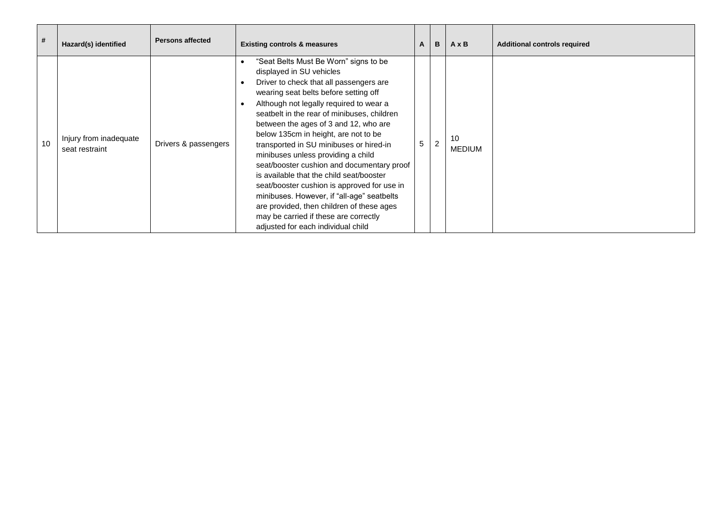| # | Hazard(s) identified | Persons affected | Existing controls & measures | A | B | A x B | Additional controls required |
|---|---|---|---|---|---|---|---|
| 10 | Injury from inadequate seat restraint | Drivers & passengers | • "Seat Belts Must Be Worn" signs to be displayed in SU vehicles<br>• Driver to check that all passengers are wearing seat belts before setting off<br>• Although not legally required to wear a seatbelt in the rear of minibuses, children between the ages of 3 and 12, who are below 135cm in height, are not to be transported in SU minibuses or hired-in minibuses unless providing a child seat/booster cushion and documentary proof is available that the child seat/booster seat/booster cushion is approved for use in minibuses. However, if "all-age" seatbelts are provided, then children of these ages may be carried if these are correctly adjusted for each individual child | 5 | 2 | 10 MEDIUM | |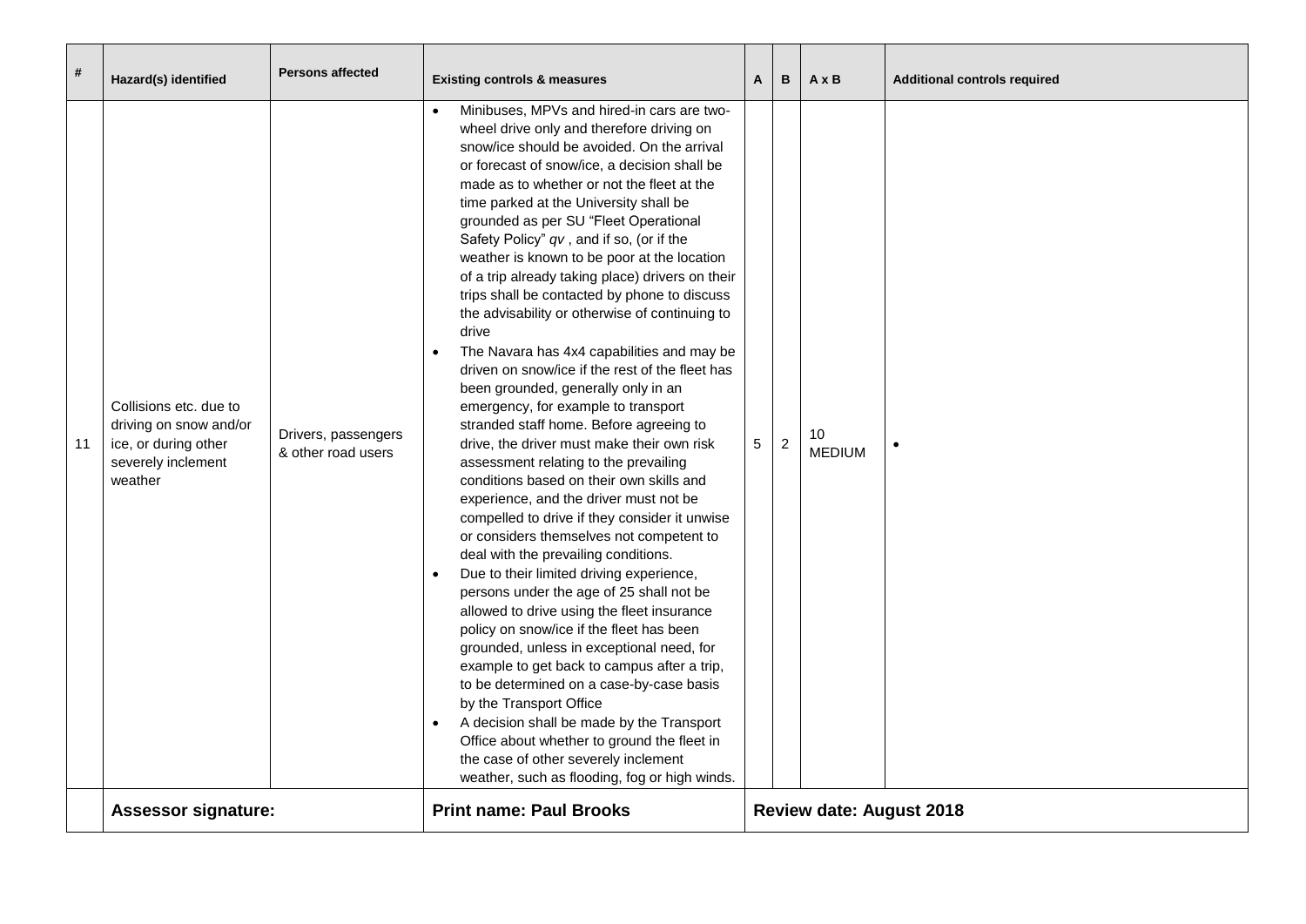| # | Hazard(s) identified | Persons affected | Existing controls & measures | A | B | A x B | Additional controls required |
|---|---|---|---|---|---|---|---|
| 11 | Collisions etc. due to driving on snow and/or ice, or during other severely inclement weather | Drivers, passengers & other road users | • Minibuses, MPVs and hired-in cars are two-wheel drive only and therefore driving on snow/ice should be avoided. On the arrival or forecast of snow/ice, a decision shall be made as to whether or not the fleet at the time parked at the University shall be grounded as per SU "Fleet Operational Safety Policy" *qv* , and if so, (or if the weather is known to be poor at the location of a trip already taking place) drivers on their trips shall be contacted by phone to discuss the advisability or otherwise of continuing to drive<br>• The Navara has 4x4 capabilities and may be driven on snow/ice if the rest of the fleet has been grounded, generally only in an emergency, for example to transport stranded staff home. Before agreeing to drive, the driver must make their own risk assessment relating to the prevailing conditions based on their own skills and experience, and the driver must not be compelled to drive if they consider it unwise or considers themselves not competent to deal with the prevailing conditions.<br>• Due to their limited driving experience, persons under the age of 25 shall not be allowed to drive using the fleet insurance policy on snow/ice if the fleet has been grounded, unless in exceptional need, for example to get back to campus after a trip, to be determined on a case-by-case basis by the Transport Office<br>• A decision shall be made by the Transport Office about whether to ground the fleet in the case of other severely inclement weather, such as flooding, fog or high winds. | 5 | 2 | 10 MEDIUM | • |
| | **Assessor signature:** | | **Print name: Paul Brooks** | **Review date: August 2018** | | | |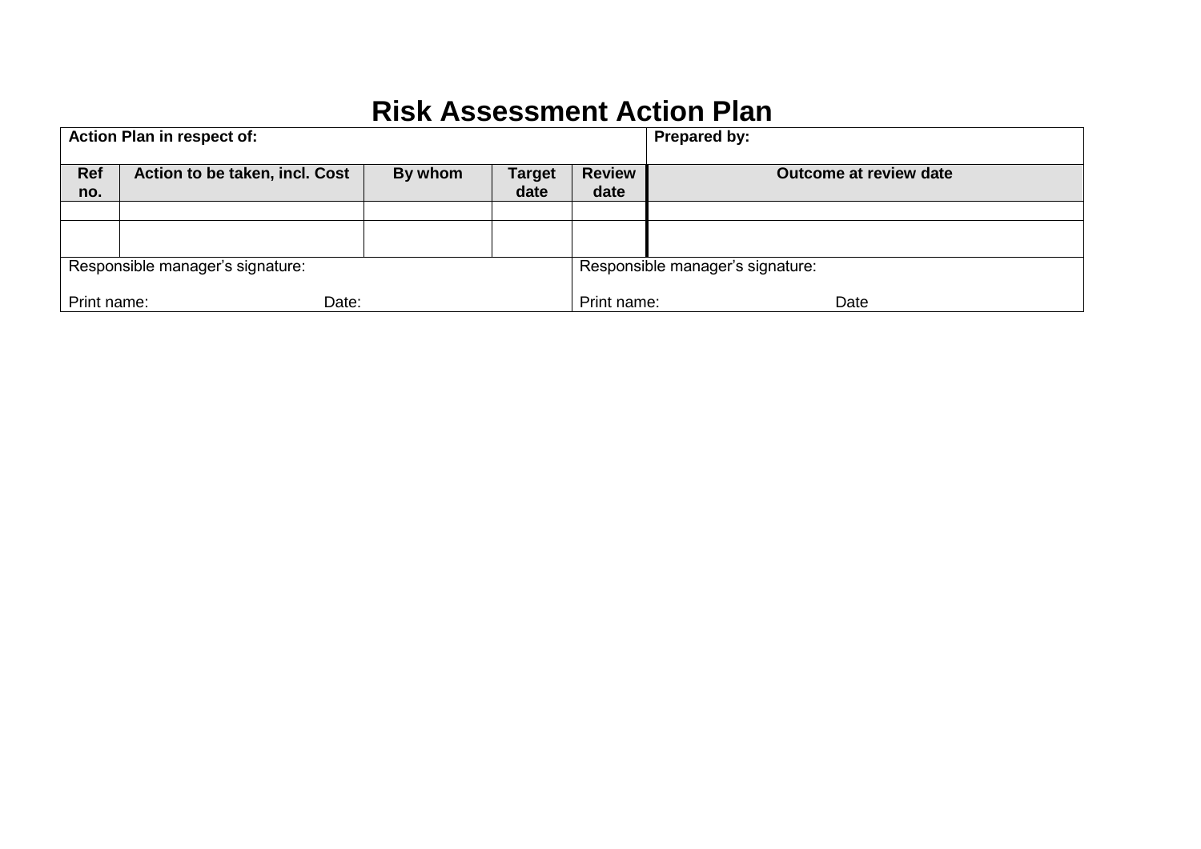# Risk Assessment Action Plan

| Action Plan in respect of: | | | | | Prepared by: |
|---|---|---|---|---|---|
| **Ref no.** | **Action to be taken, incl. Cost** | **By whom** | **Target date** | **Review date** | **Outcome at review date** |
| | | | | | |
| | | | | | |
| Responsible manager's signature:<br><br>Print name: Date: | | | | Responsible manager's signature:<br><br>Print name: Date | |